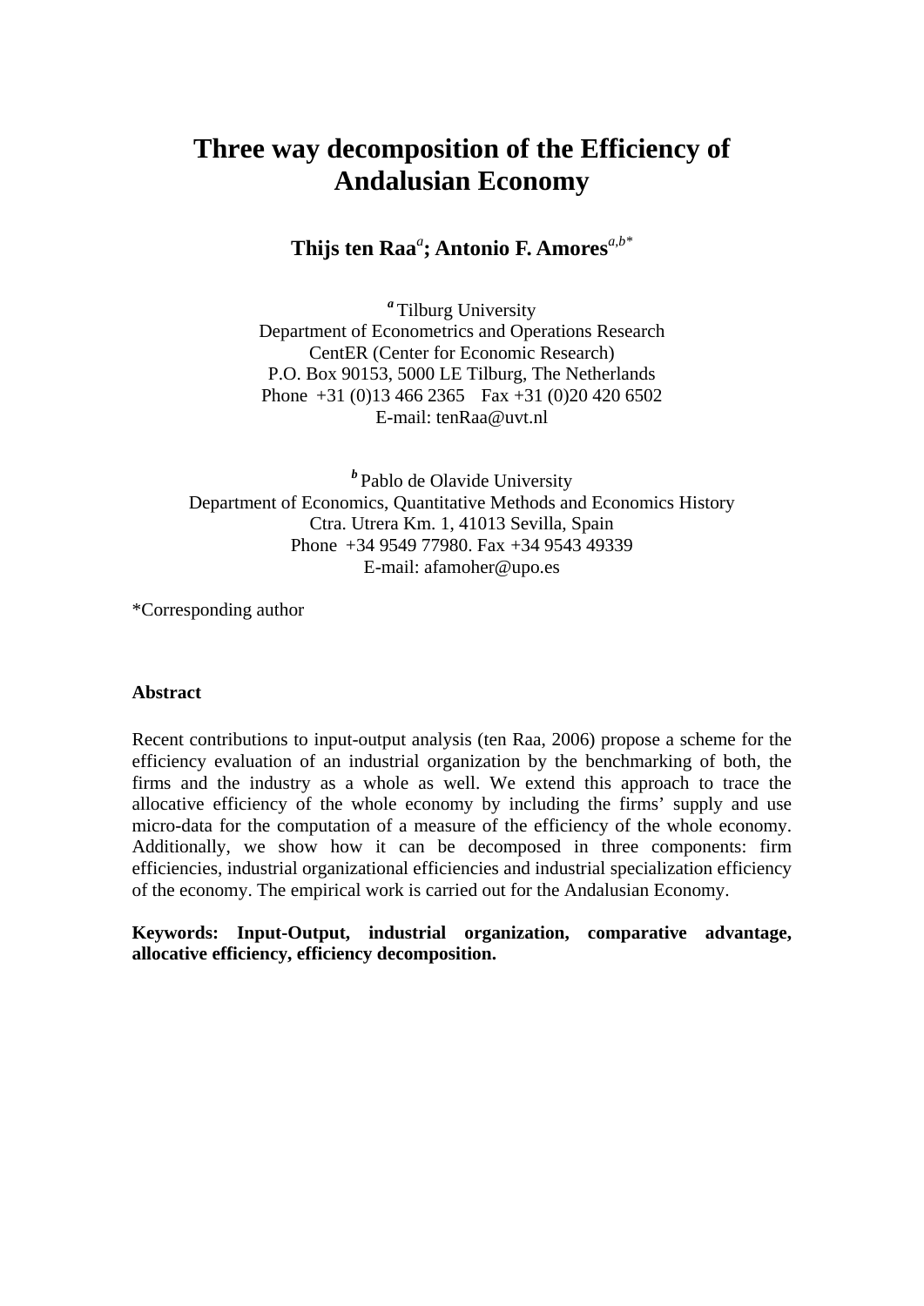# Three way decomposition of the Efficiency of Andalusian Economy

**Thijs ten Raa**[a]**; Antonio F. Amores**[a,b*]

[a] Tilburg University
Department of Econometrics and Operations Research
CentER (Center for Economic Research)
P.O. Box 90153, 5000 LE Tilburg, The Netherlands
Phone +31 (0)13 466 2365 Fax +31 (0)20 420 6502
E-mail: tenRaa@uvt.nl

[b] Pablo de Olavide University
Department of Economics, Quantitative Methods and Economics History
Ctra. Utrera Km. 1, 41013 Sevilla, Spain
Phone +34 9549 77980. Fax +34 9543 49339
E-mail: afamoher@upo.es

*Corresponding author

**Abstract**

Recent contributions to input-output analysis (ten Raa, 2006) propose a scheme for the efficiency evaluation of an industrial organization by the benchmarking of both, the firms and the industry as a whole as well. We extend this approach to trace the allocative efficiency of the whole economy by including the firms' supply and use micro-data for the computation of a measure of the efficiency of the whole economy. Additionally, we show how it can be decomposed in three components: firm efficiencies, industrial organizational efficiencies and industrial specialization efficiency of the economy. The empirical work is carried out for the Andalusian Economy.

**Keywords: Input-Output, industrial organization, comparative advantage, allocative efficiency, efficiency decomposition.**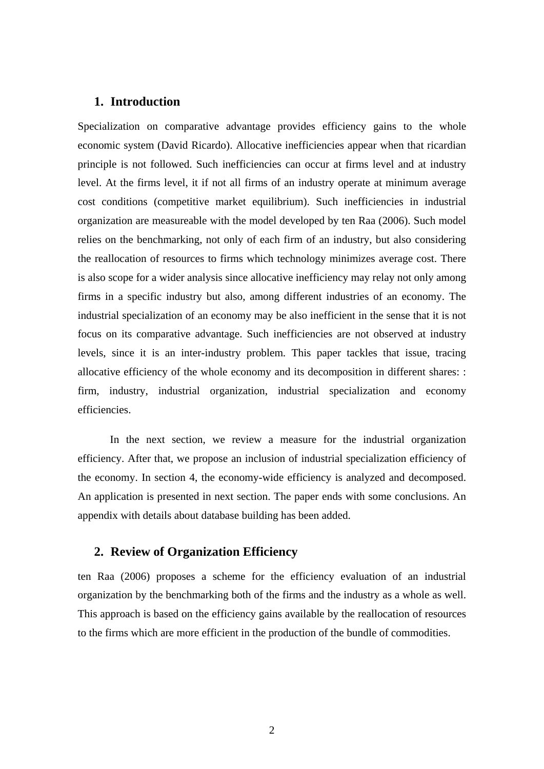## 1. Introduction

Specialization on comparative advantage provides efficiency gains to the whole economic system (David Ricardo). Allocative inefficiencies appear when that ricardian principle is not followed. Such inefficiencies can occur at firms level and at industry level. At the firms level, it if not all firms of an industry operate at minimum average cost conditions (competitive market equilibrium). Such inefficiencies in industrial organization are measureable with the model developed by ten Raa (2006). Such model relies on the benchmarking, not only of each firm of an industry, but also considering the reallocation of resources to firms which technology minimizes average cost. There is also scope for a wider analysis since allocative inefficiency may relay not only among firms in a specific industry but also, among different industries of an economy. The industrial specialization of an economy may be also inefficient in the sense that it is not focus on its comparative advantage. Such inefficiencies are not observed at industry levels, since it is an inter-industry problem. This paper tackles that issue, tracing allocative efficiency of the whole economy and its decomposition in different shares: : firm, industry, industrial organization, industrial specialization and economy efficiencies.

In the next section, we review a measure for the industrial organization efficiency. After that, we propose an inclusion of industrial specialization efficiency of the economy. In section 4, the economy-wide efficiency is analyzed and decomposed. An application is presented in next section. The paper ends with some conclusions. An appendix with details about database building has been added.

## 2. Review of Organization Efficiency

ten Raa (2006) proposes a scheme for the efficiency evaluation of an industrial organization by the benchmarking both of the firms and the industry as a whole as well. This approach is based on the efficiency gains available by the reallocation of resources to the firms which are more efficient in the production of the bundle of commodities.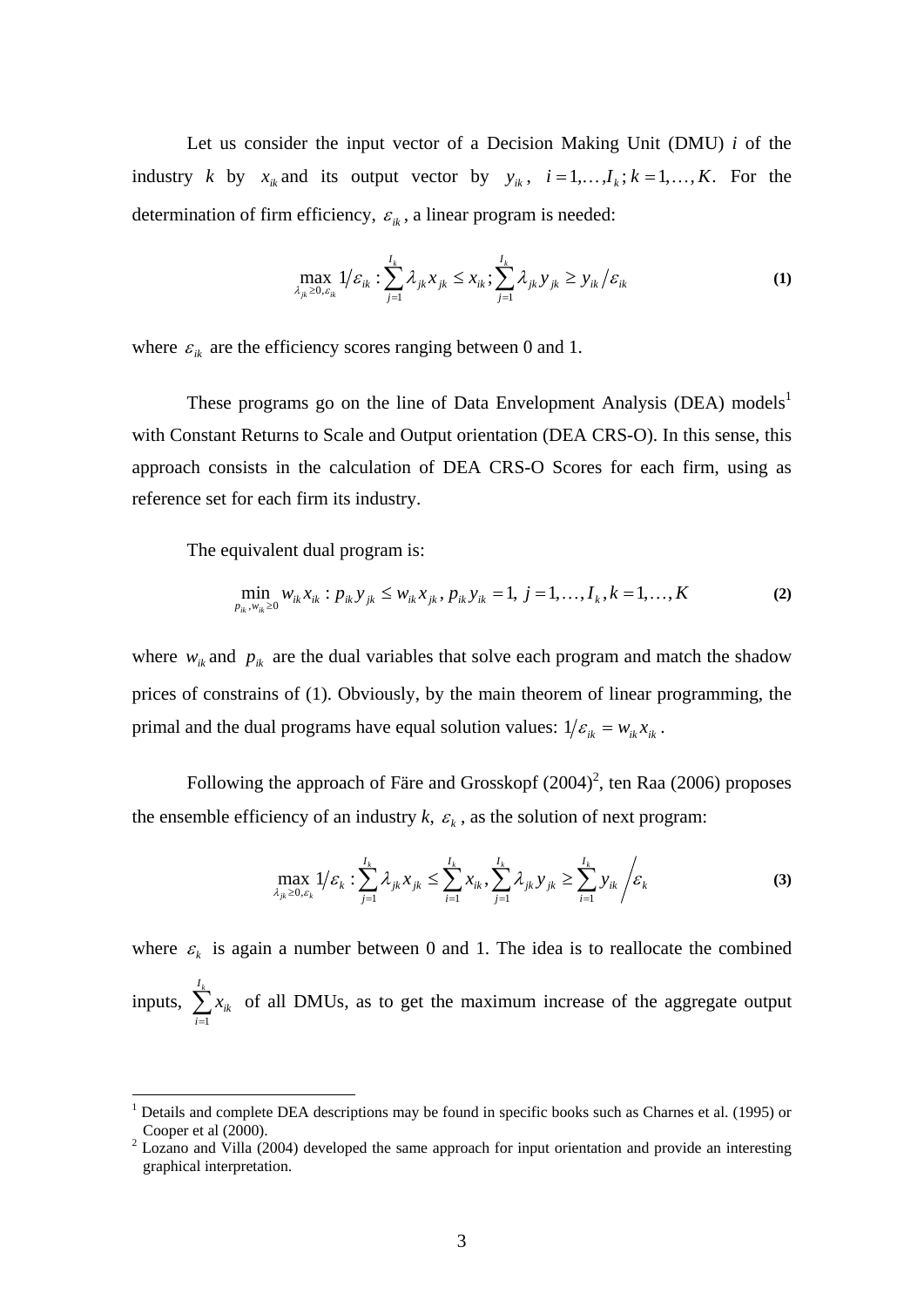Let us consider the input vector of a Decision Making Unit (DMU) $i$ of the industry $k$ by $x_{ik}$ and its output vector by $y_{ik}$, $i = 1,\ldots,I_k; k = 1,\ldots,K$. For the determination of firm efficiency, $\varepsilon_{ik}$, a linear program is needed:

$$\max_{\lambda_{jk} \geq 0, \varepsilon_{ik}} 1/\varepsilon_{ik} : \sum_{j=1}^{I_k} \lambda_{jk} x_{jk} \leq x_{ik}; \sum_{j=1}^{I_k} \lambda_{jk} y_{jk} \geq y_{ik}/\varepsilon_{ik} \tag{1}$$

where $\varepsilon_{ik}$ are the efficiency scores ranging between 0 and 1.

These programs go on the line of Data Envelopment Analysis (DEA) models[1] with Constant Returns to Scale and Output orientation (DEA CRS-O). In this sense, this approach consists in the calculation of DEA CRS-O Scores for each firm, using as reference set for each firm its industry.

The equivalent dual program is:

$$\min_{p_{ik}, w_{ik} \geq 0} w_{ik} x_{ik} : p_{ik} y_{jk} \leq w_{ik} x_{jk}, \, p_{ik} y_{ik} = 1, \; j = 1,\ldots,I_k, k = 1,\ldots,K \tag{2}$$

where $w_{ik}$ and $p_{ik}$ are the dual variables that solve each program and match the shadow prices of constrains of (1). Obviously, by the main theorem of linear programming, the primal and the dual programs have equal solution values: $1/\varepsilon_{ik} = w_{ik} x_{ik}$.

Following the approach of Färe and Grosskopf (2004)[2], ten Raa (2006) proposes the ensemble efficiency of an industry $k$, $\varepsilon_k$, as the solution of next program:

$$\max_{\lambda_{jk} \geq 0, \varepsilon_k} 1/\varepsilon_k : \sum_{j=1}^{I_k} \lambda_{jk} x_{jk} \leq \sum_{i=1}^{I_k} x_{ik}, \sum_{j=1}^{I_k} \lambda_{jk} y_{jk} \geq \sum_{i=1}^{I_k} y_{ik} \bigg/ \varepsilon_k \tag{3}$$

where $\varepsilon_k$ is again a number between 0 and 1. The idea is to reallocate the combined inputs, $\sum_{i=1}^{I_k} x_{ik}$ of all DMUs, as to get the maximum increase of the aggregate output

---

[1] Details and complete DEA descriptions may be found in specific books such as Charnes et al. (1995) or Cooper et al (2000).

[2] Lozano and Villa (2004) developed the same approach for input orientation and provide an interesting graphical interpretation.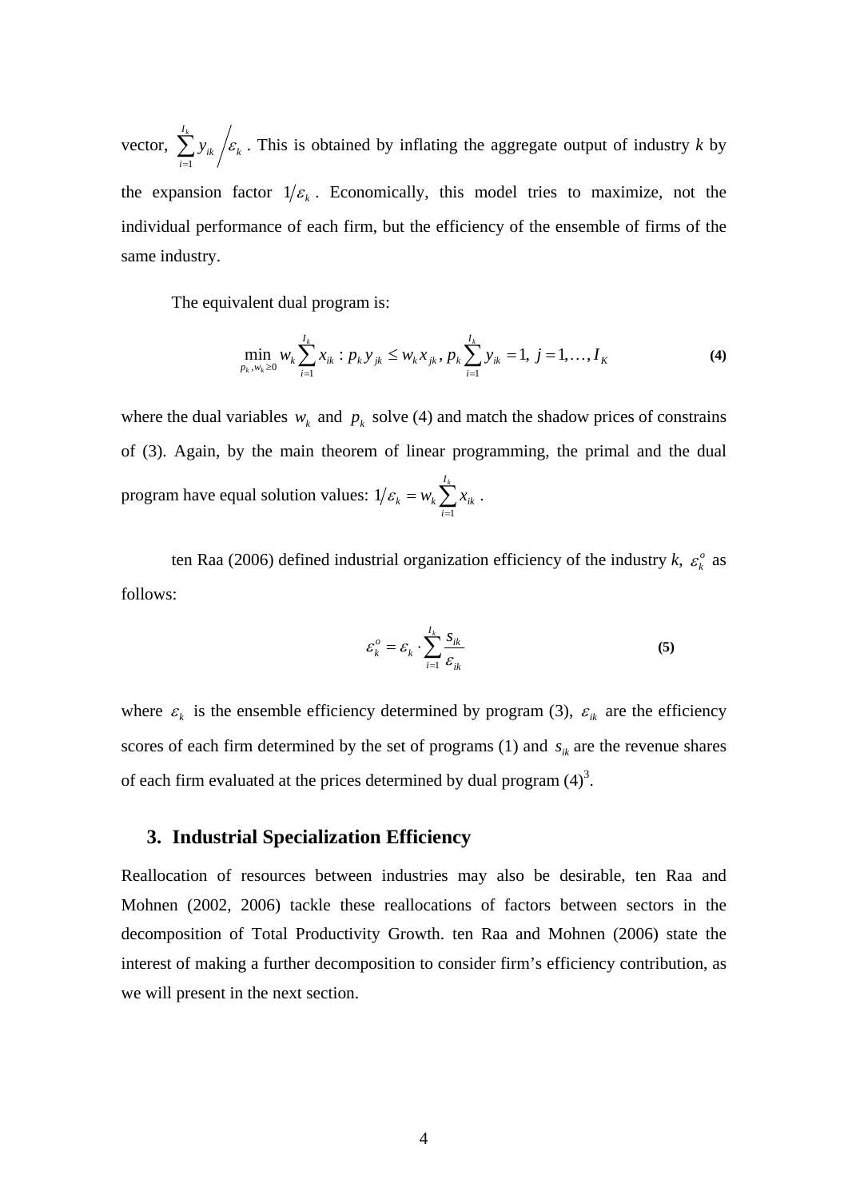vector, $\sum_{i=1}^{I_k} y_{ik} \Big/ \varepsilon_k$. This is obtained by inflating the aggregate output of industry *k* by the expansion factor $1/\varepsilon_k$. Economically, this model tries to maximize, not the individual performance of each firm, but the efficiency of the ensemble of firms of the same industry.

The equivalent dual program is:

$$\min_{p_k, w_k \geq 0} w_k \sum_{i=1}^{I_k} x_{ik} : p_k y_{jk} \leq w_k x_{jk},\ p_k \sum_{i=1}^{I_k} y_{ik} = 1,\ j = 1, \ldots, I_K \tag{4}$$

where the dual variables $w_k$ and $p_k$ solve (4) and match the shadow prices of constrains of (3). Again, by the main theorem of linear programming, the primal and the dual program have equal solution values: $1/\varepsilon_k = w_k \sum_{i=1}^{I_k} x_{ik}$.

ten Raa (2006) defined industrial organization efficiency of the industry *k*, $\varepsilon_k^o$ as follows:

$$\varepsilon_k^o = \varepsilon_k \cdot \sum_{i=1}^{I_k} \frac{s_{ik}}{\varepsilon_{ik}} \tag{5}$$

where $\varepsilon_k$ is the ensemble efficiency determined by program (3), $\varepsilon_{ik}$ are the efficiency scores of each firm determined by the set of programs (1) and $s_{ik}$ are the revenue shares of each firm evaluated at the prices determined by dual program (4)[3].

## 3. Industrial Specialization Efficiency

Reallocation of resources between industries may also be desirable, ten Raa and Mohnen (2002, 2006) tackle these reallocations of factors between sectors in the decomposition of Total Productivity Growth. ten Raa and Mohnen (2006) state the interest of making a further decomposition to consider firm's efficiency contribution, as we will present in the next section.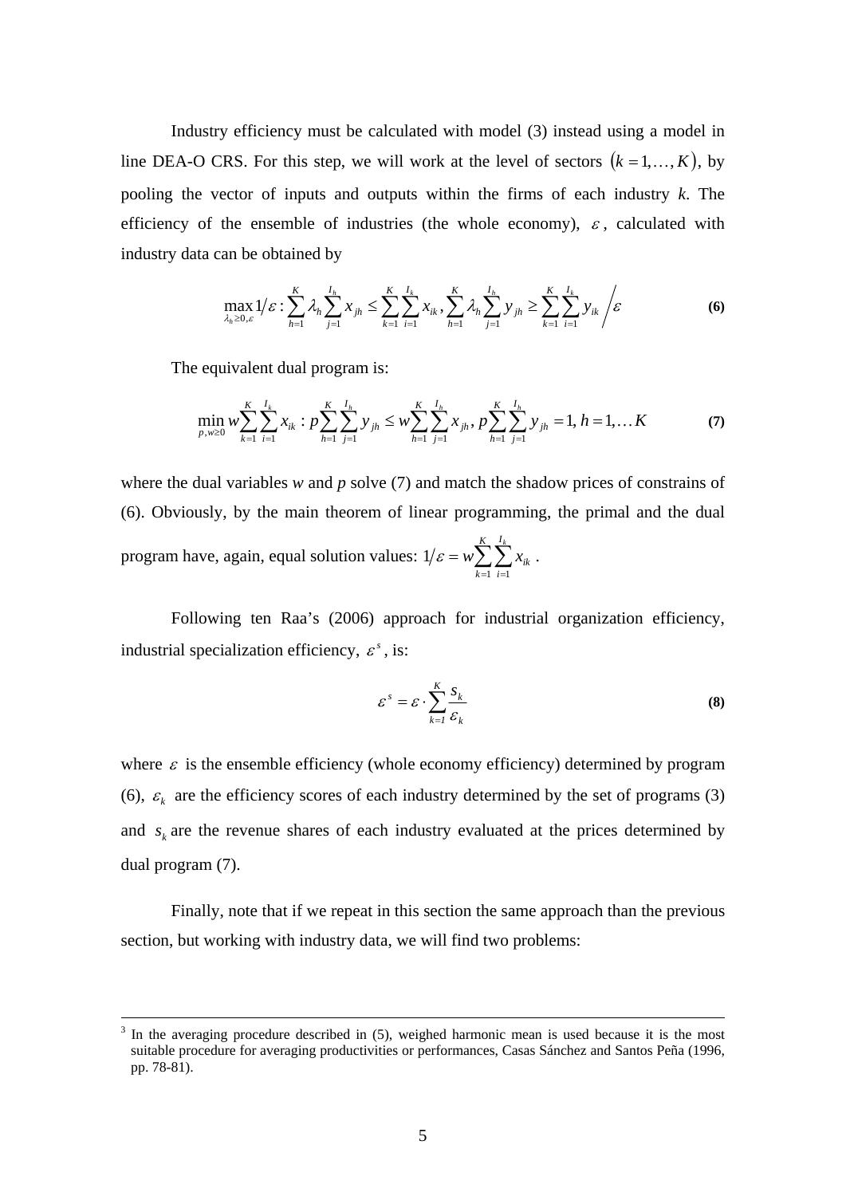Industry efficiency must be calculated with model (3) instead using a model in line DEA-O CRS. For this step, we will work at the level of sectors $(k = 1, \dots, K)$, by pooling the vector of inputs and outputs within the firms of each industry *k*. The efficiency of the ensemble of industries (the whole economy), $\varepsilon$, calculated with industry data can be obtained by

$$\max_{\lambda_h \geq 0, \varepsilon} 1/\varepsilon : \sum_{h=1}^{K} \lambda_h \sum_{j=1}^{I_h} x_{jh} \leq \sum_{k=1}^{K} \sum_{i=1}^{I_k} x_{ik}, \sum_{h=1}^{K} \lambda_h \sum_{j=1}^{I_h} y_{jh} \geq \sum_{k=1}^{K} \sum_{i=1}^{I_k} y_{ik} \Big/ \varepsilon \tag{6}$$

The equivalent dual program is:

$$\min_{p, w \geq 0} w \sum_{k=1}^{K} \sum_{i=1}^{I_k} x_{ik} : p \sum_{h=1}^{K} \sum_{j=1}^{I_h} y_{jh} \leq w \sum_{h=1}^{K} \sum_{j=1}^{I_h} x_{jh}, \, p \sum_{h=1}^{K} \sum_{j=1}^{I_h} y_{jh} = 1, \, h = 1, \dots K \tag{7}$$

where the dual variables *w* and *p* solve (7) and match the shadow prices of constrains of (6). Obviously, by the main theorem of linear programming, the primal and the dual program have, again, equal solution values: $1/\varepsilon = w \sum_{k=1}^{K} \sum_{i=1}^{I_k} x_{ik}$ .

Following ten Raa's (2006) approach for industrial organization efficiency, industrial specialization efficiency, $\varepsilon^s$, is:

$$\varepsilon^s = \varepsilon \cdot \sum_{k=1}^{K} \frac{s_k}{\varepsilon_k} \tag{8}$$

where $\varepsilon$ is the ensemble efficiency (whole economy efficiency) determined by program (6), $\varepsilon_k$ are the efficiency scores of each industry determined by the set of programs (3) and $s_k$ are the revenue shares of each industry evaluated at the prices determined by dual program (7).

Finally, note that if we repeat in this section the same approach than the previous section, but working with industry data, we will find two problems:

---

[3] In the averaging procedure described in (5), weighed harmonic mean is used because it is the most suitable procedure for averaging productivities or performances, Casas Sánchez and Santos Peña (1996, pp. 78-81).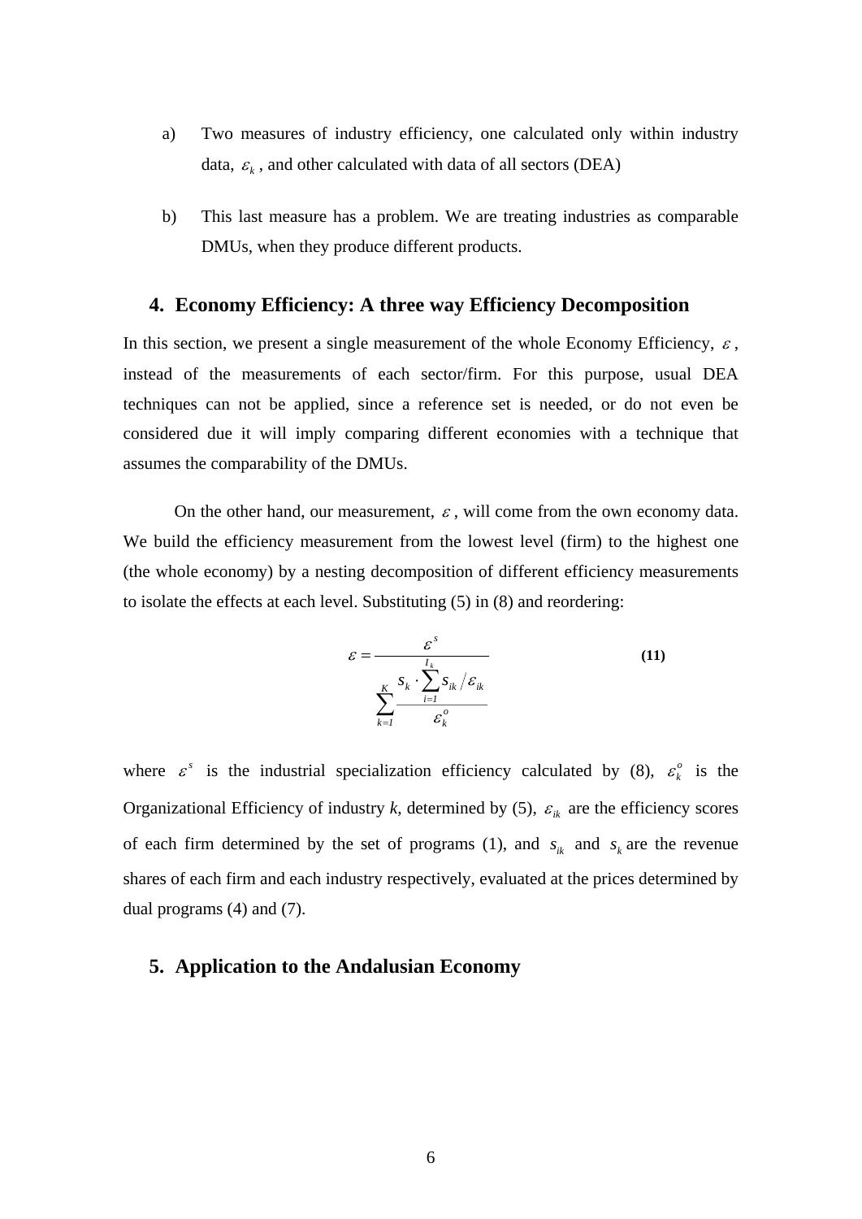a) Two measures of industry efficiency, one calculated only within industry data, $\varepsilon_k$, and other calculated with data of all sectors (DEA)

b) This last measure has a problem. We are treating industries as comparable DMUs, when they produce different products.

## 4. Economy Efficiency: A three way Efficiency Decomposition

In this section, we present a single measurement of the whole Economy Efficiency, $\varepsilon$, instead of the measurements of each sector/firm. For this purpose, usual DEA techniques can not be applied, since a reference set is needed, or do not even be considered due it will imply comparing different economies with a technique that assumes the comparability of the DMUs.

On the other hand, our measurement, $\varepsilon$, will come from the own economy data. We build the efficiency measurement from the lowest level (firm) to the highest one (the whole economy) by a nesting decomposition of different efficiency measurements to isolate the effects at each level. Substituting (5) in (8) and reordering:

$$\varepsilon = \frac{\varepsilon^s}{\sum_{k=1}^{K} \frac{s_k \cdot \sum_{i=1}^{I_k} s_{ik} / \varepsilon_{ik}}{\varepsilon_k^o}} \qquad \textbf{(11)}$$

where $\varepsilon^s$ is the industrial specialization efficiency calculated by (8), $\varepsilon_k^o$ is the Organizational Efficiency of industry *k*, determined by (5), $\varepsilon_{ik}$ are the efficiency scores of each firm determined by the set of programs (1), and $s_{ik}$ and $s_k$ are the revenue shares of each firm and each industry respectively, evaluated at the prices determined by dual programs (4) and (7).

## 5. Application to the Andalusian Economy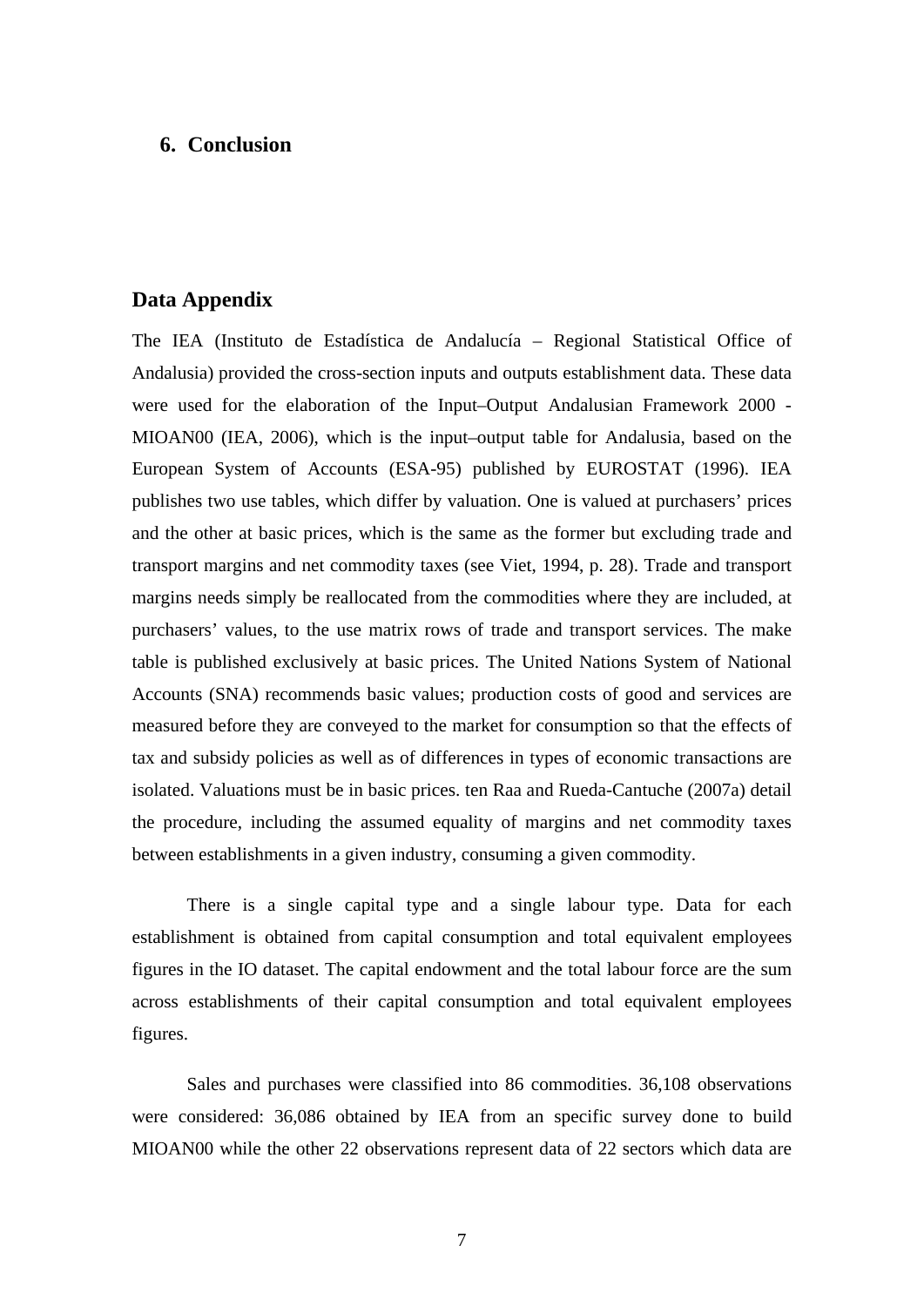## 6. Conclusion

## Data Appendix

The IEA (Instituto de Estadística de Andalucía – Regional Statistical Office of Andalusia) provided the cross-section inputs and outputs establishment data. These data were used for the elaboration of the Input–Output Andalusian Framework 2000 - MIOAN00 (IEA, 2006), which is the input–output table for Andalusia, based on the European System of Accounts (ESA-95) published by EUROSTAT (1996). IEA publishes two use tables, which differ by valuation. One is valued at purchasers' prices and the other at basic prices, which is the same as the former but excluding trade and transport margins and net commodity taxes (see Viet, 1994, p. 28). Trade and transport margins needs simply be reallocated from the commodities where they are included, at purchasers' values, to the use matrix rows of trade and transport services. The make table is published exclusively at basic prices. The United Nations System of National Accounts (SNA) recommends basic values; production costs of good and services are measured before they are conveyed to the market for consumption so that the effects of tax and subsidy policies as well as of differences in types of economic transactions are isolated. Valuations must be in basic prices. ten Raa and Rueda-Cantuche (2007a) detail the procedure, including the assumed equality of margins and net commodity taxes between establishments in a given industry, consuming a given commodity.

There is a single capital type and a single labour type. Data for each establishment is obtained from capital consumption and total equivalent employees figures in the IO dataset. The capital endowment and the total labour force are the sum across establishments of their capital consumption and total equivalent employees figures.

Sales and purchases were classified into 86 commodities. 36,108 observations were considered: 36,086 obtained by IEA from an specific survey done to build MIOAN00 while the other 22 observations represent data of 22 sectors which data are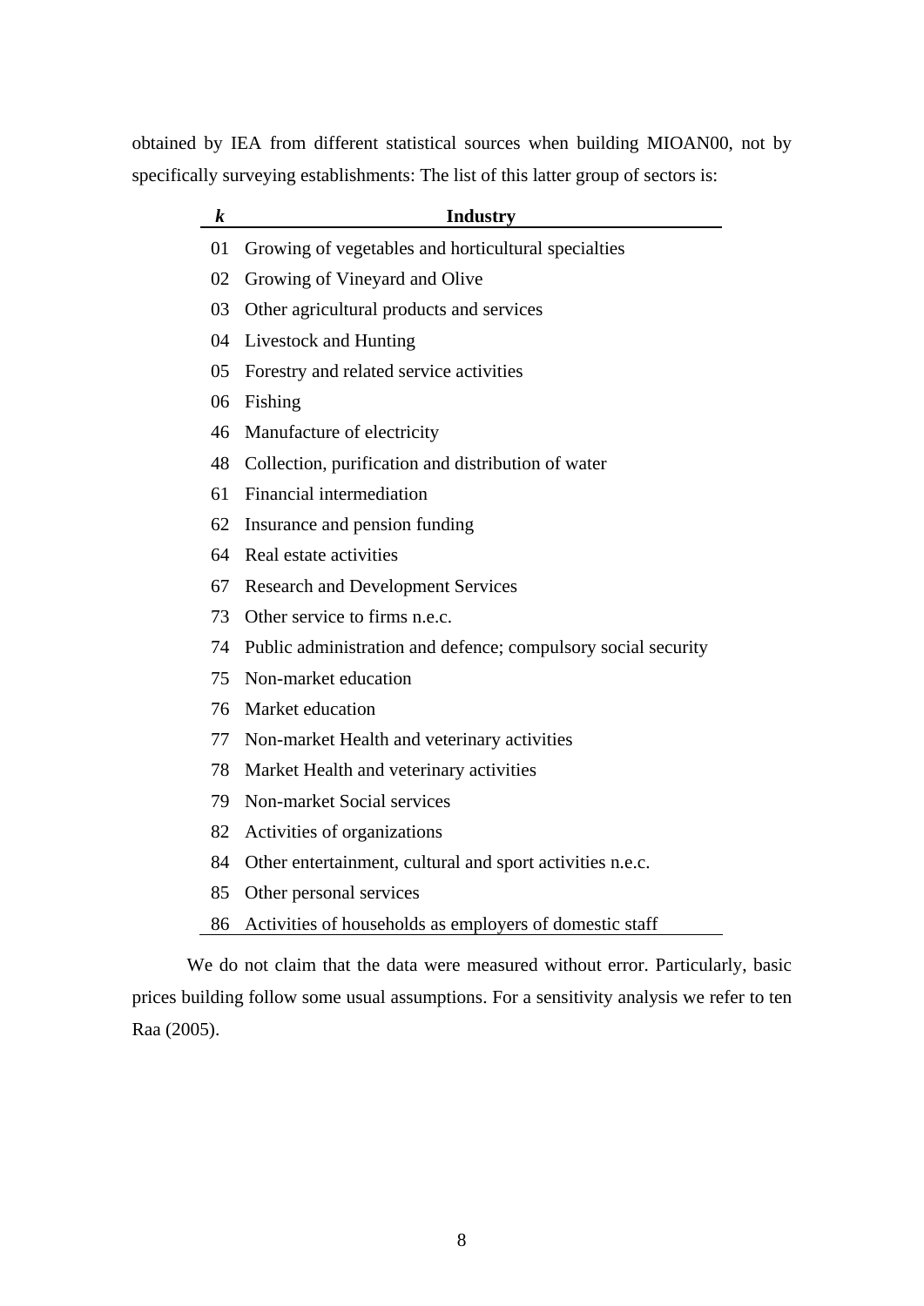obtained by IEA from different statistical sources when building MIOAN00, not by specifically surveying establishments: The list of this latter group of sectors is:

| ***k*** | **Industry** |
|---|---|
| 01 | Growing of vegetables and horticultural specialties |
| 02 | Growing of Vineyard and Olive |
| 03 | Other agricultural products and services |
| 04 | Livestock and Hunting |
| 05 | Forestry and related service activities |
| 06 | Fishing |
| 46 | Manufacture of electricity |
| 48 | Collection, purification and distribution of water |
| 61 | Financial intermediation |
| 62 | Insurance and pension funding |
| 64 | Real estate activities |
| 67 | Research and Development Services |
| 73 | Other service to firms n.e.c. |
| 74 | Public administration and defence; compulsory social security |
| 75 | Non-market education |
| 76 | Market education |
| 77 | Non-market Health and veterinary activities |
| 78 | Market Health and veterinary activities |
| 79 | Non-market Social services |
| 82 | Activities of organizations |
| 84 | Other entertainment, cultural and sport activities n.e.c. |
| 85 | Other personal services |
| 86 | Activities of households as employers of domestic staff |

We do not claim that the data were measured without error. Particularly, basic prices building follow some usual assumptions. For a sensitivity analysis we refer to ten Raa (2005).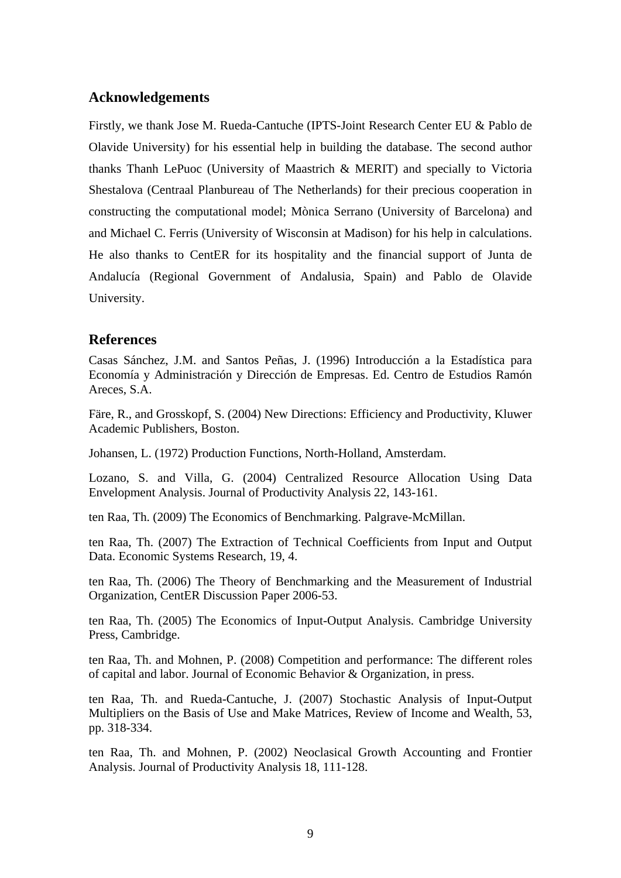## Acknowledgements

Firstly, we thank Jose M. Rueda-Cantuche (IPTS-Joint Research Center EU & Pablo de Olavide University) for his essential help in building the database. The second author thanks Thanh LePuoc (University of Maastrich & MERIT) and specially to Victoria Shestalova (Centraal Planbureau of The Netherlands) for their precious cooperation in constructing the computational model; Mònica Serrano (University of Barcelona) and and Michael C. Ferris (University of Wisconsin at Madison) for his help in calculations. He also thanks to CentER for its hospitality and the financial support of Junta de Andalucía (Regional Government of Andalusia, Spain) and Pablo de Olavide University.

## References

Casas Sánchez, J.M. and Santos Peñas, J. (1996) Introducción a la Estadística para Economía y Administración y Dirección de Empresas. Ed. Centro de Estudios Ramón Areces, S.A.

Färe, R., and Grosskopf, S. (2004) New Directions: Efficiency and Productivity, Kluwer Academic Publishers, Boston.

Johansen, L. (1972) Production Functions, North-Holland, Amsterdam.

Lozano, S. and Villa, G. (2004) Centralized Resource Allocation Using Data Envelopment Analysis. Journal of Productivity Analysis 22, 143-161.

ten Raa, Th. (2009) The Economics of Benchmarking. Palgrave-McMillan.

ten Raa, Th. (2007) The Extraction of Technical Coefficients from Input and Output Data. Economic Systems Research, 19, 4.

ten Raa, Th. (2006) The Theory of Benchmarking and the Measurement of Industrial Organization, CentER Discussion Paper 2006-53.

ten Raa, Th. (2005) The Economics of Input-Output Analysis. Cambridge University Press, Cambridge.

ten Raa, Th. and Mohnen, P. (2008) Competition and performance: The different roles of capital and labor. Journal of Economic Behavior & Organization, in press.

ten Raa, Th. and Rueda-Cantuche, J. (2007) Stochastic Analysis of Input-Output Multipliers on the Basis of Use and Make Matrices, Review of Income and Wealth, 53, pp. 318-334.

ten Raa, Th. and Mohnen, P. (2002) Neoclasical Growth Accounting and Frontier Analysis. Journal of Productivity Analysis 18, 111-128.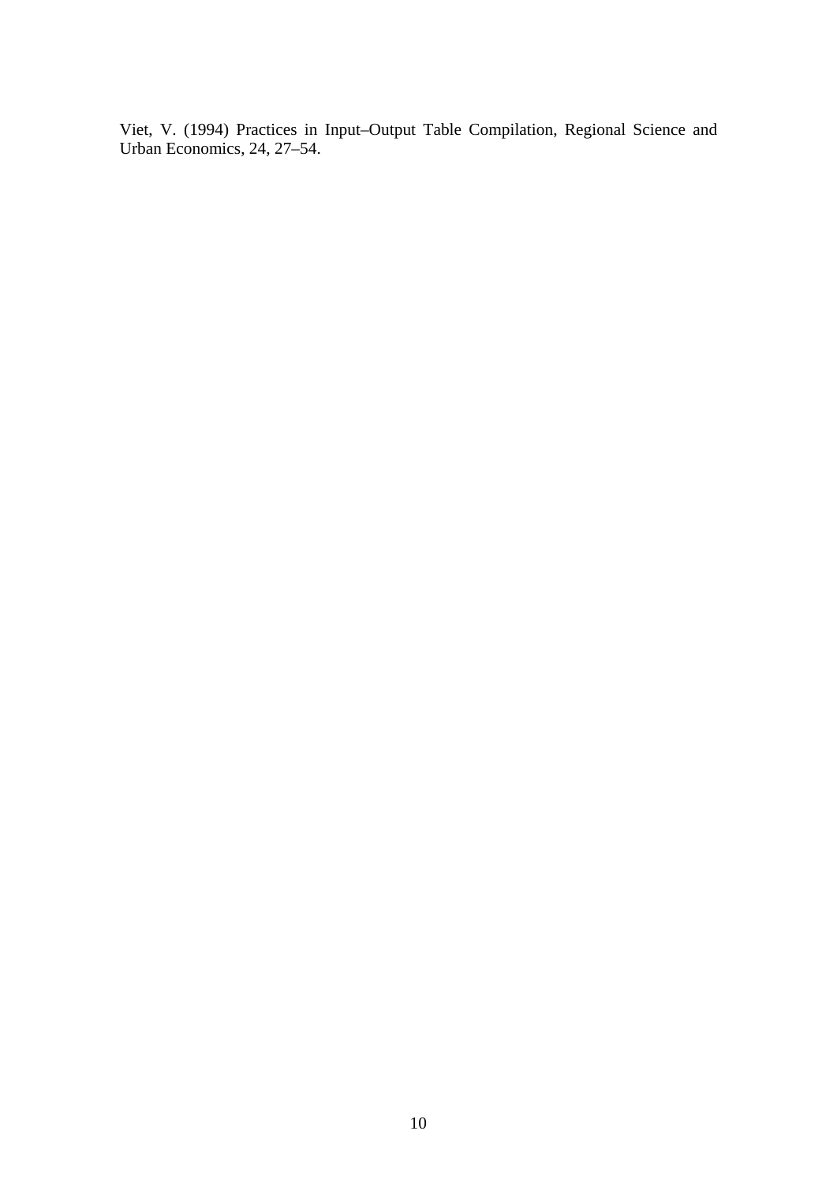Viet, V. (1994) Practices in Input–Output Table Compilation, Regional Science and Urban Economics, 24, 27–54.